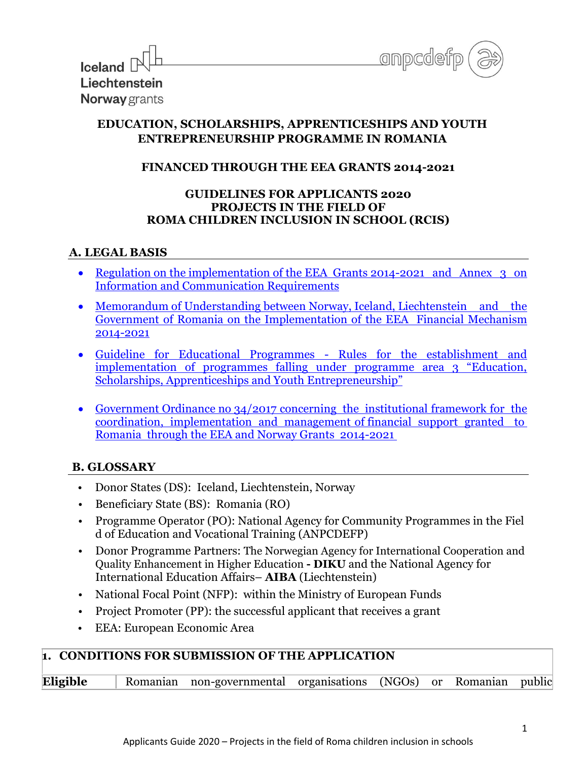**EDUCATION, SCHOLARSHIPS, APPRENTICESHIPS AND YOUTH ENTREPRENEURSHIP PROGRAMME IN ROMANIA**

**FINANCED THROUGH THE EEA GRANTS 2014-2021**

**GUIDELINES FOR APPLICANTS 2020**
**PROJECTS IN THE FIELD OF**
**ROMA CHILDREN INCLUSION IN SCHOOL (RCIS)**

## A. LEGAL BASIS

- Regulation on the implementation of the EEA Grants 2014-2021 and Annex 3 on Information and Communication Requirements
- Memorandum of Understanding between Norway, Iceland, Liechtenstein and the Government of Romania on the Implementation of the EEA Financial Mechanism 2014-2021
- Guideline for Educational Programmes - Rules for the establishment and implementation of programmes falling under programme area 3 "Education, Scholarships, Apprenticeships and Youth Entrepreneurship"
- Government Ordinance no 34/2017 concerning the institutional framework for the coordination, implementation and management of financial support granted to Romania through the EEA and Norway Grants 2014-2021

## B. GLOSSARY

- Donor States (DS): Iceland, Liechtenstein, Norway
- Beneficiary State (BS): Romania (RO)
- Programme Operator (PO): National Agency for Community Programmes in the Fiel d of Education and Vocational Training (ANPCDEFP)
- Donor Programme Partners: The Norwegian Agency for International Cooperation and Quality Enhancement in Higher Education **- DIKU** and the National Agency for International Education Affairs– **AIBA** (Liechtenstein)
- National Focal Point (NFP): within the Ministry of European Funds
- Project Promoter (PP): the successful applicant that receives a grant
- EEA: European Economic Area

| **1. CONDITIONS FOR SUBMISSION OF THE APPLICATION** | |
|---|---|
| **Eligible** | Romanian non-governmental organisations (NGOs) or Romanian public |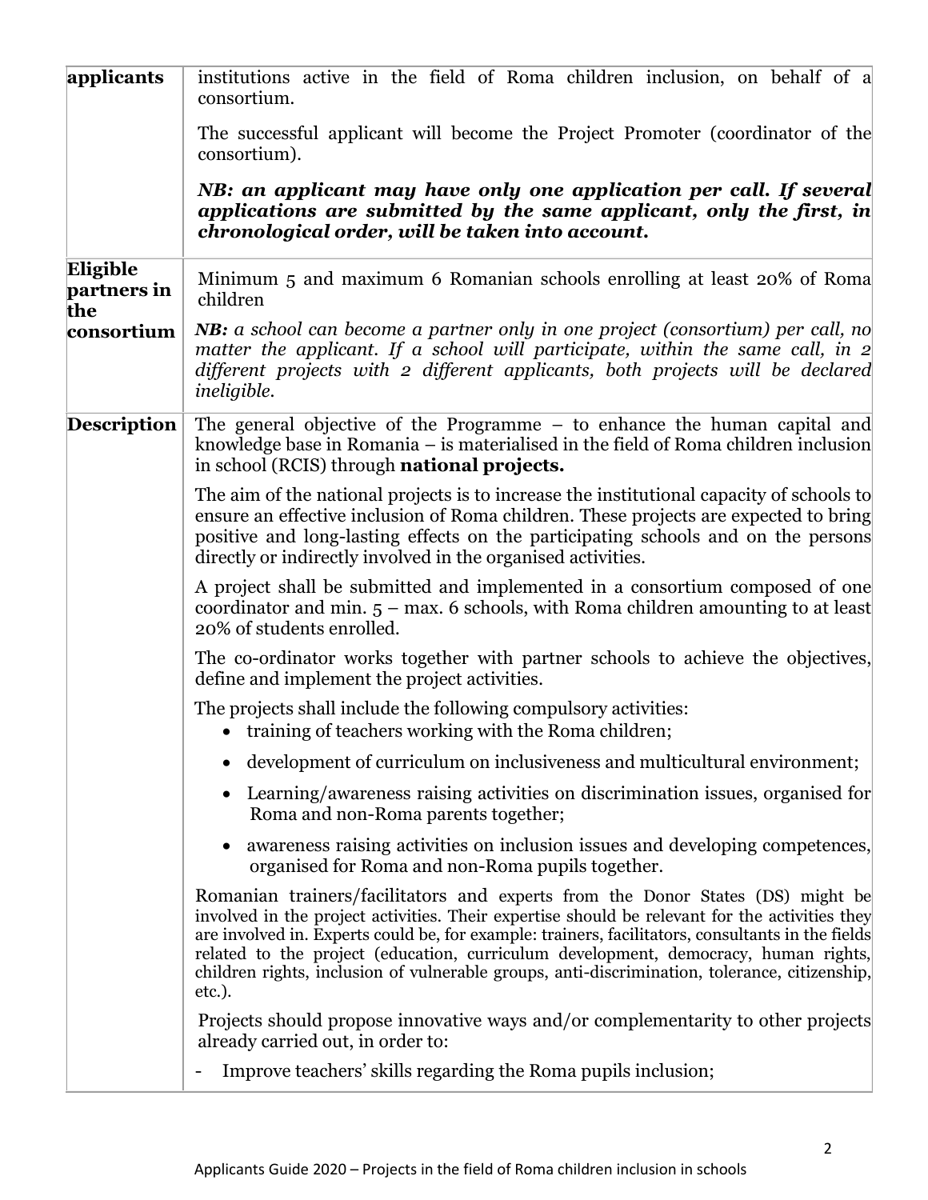| | |
|---|---|
| **applicants** | institutions active in the field of Roma children inclusion, on behalf of a consortium.<br><br>The successful applicant will become the Project Promoter (coordinator of the consortium).<br><br>***NB: an applicant may have only one application per call. If several applications are submitted by the same applicant, only the first, in chronological order, will be taken into account.*** |
| **Eligible partners in the consortium** | Minimum 5 and maximum 6 Romanian schools enrolling at least 20% of Roma children<br><br>***NB:*** *a school can become a partner only in one project (consortium) per call, no matter the applicant. If a school will participate, within the same call, in 2 different projects with 2 different applicants, both projects will be declared ineligible.* |
| **Description** | The general objective of the Programme – to enhance the human capital and knowledge base in Romania – is materialised in the field of Roma children inclusion in school (RCIS) through **national projects.**<br><br>The aim of the national projects is to increase the institutional capacity of schools to ensure an effective inclusion of Roma children. These projects are expected to bring positive and long-lasting effects on the participating schools and on the persons directly or indirectly involved in the organised activities.<br><br>A project shall be submitted and implemented in a consortium composed of one coordinator and min. 5 – max. 6 schools, with Roma children amounting to at least 20% of students enrolled.<br><br>The co-ordinator works together with partner schools to achieve the objectives, define and implement the project activities.<br><br>The projects shall include the following compulsory activities:<br>• training of teachers working with the Roma children;<br>• development of curriculum on inclusiveness and multicultural environment;<br>• Learning/awareness raising activities on discrimination issues, organised for Roma and non-Roma parents together;<br>• awareness raising activities on inclusion issues and developing competences, organised for Roma and non-Roma pupils together.<br><br>Romanian trainers/facilitators and experts from the Donor States (DS) might be involved in the project activities. Their expertise should be relevant for the activities they are involved in. Experts could be, for example: trainers, facilitators, consultants in the fields related to the project (education, curriculum development, democracy, human rights, children rights, inclusion of vulnerable groups, anti-discrimination, tolerance, citizenship, etc.).<br><br>Projects should propose innovative ways and/or complementarity to other projects already carried out, in order to:<br>- Improve teachers' skills regarding the Roma pupils inclusion; |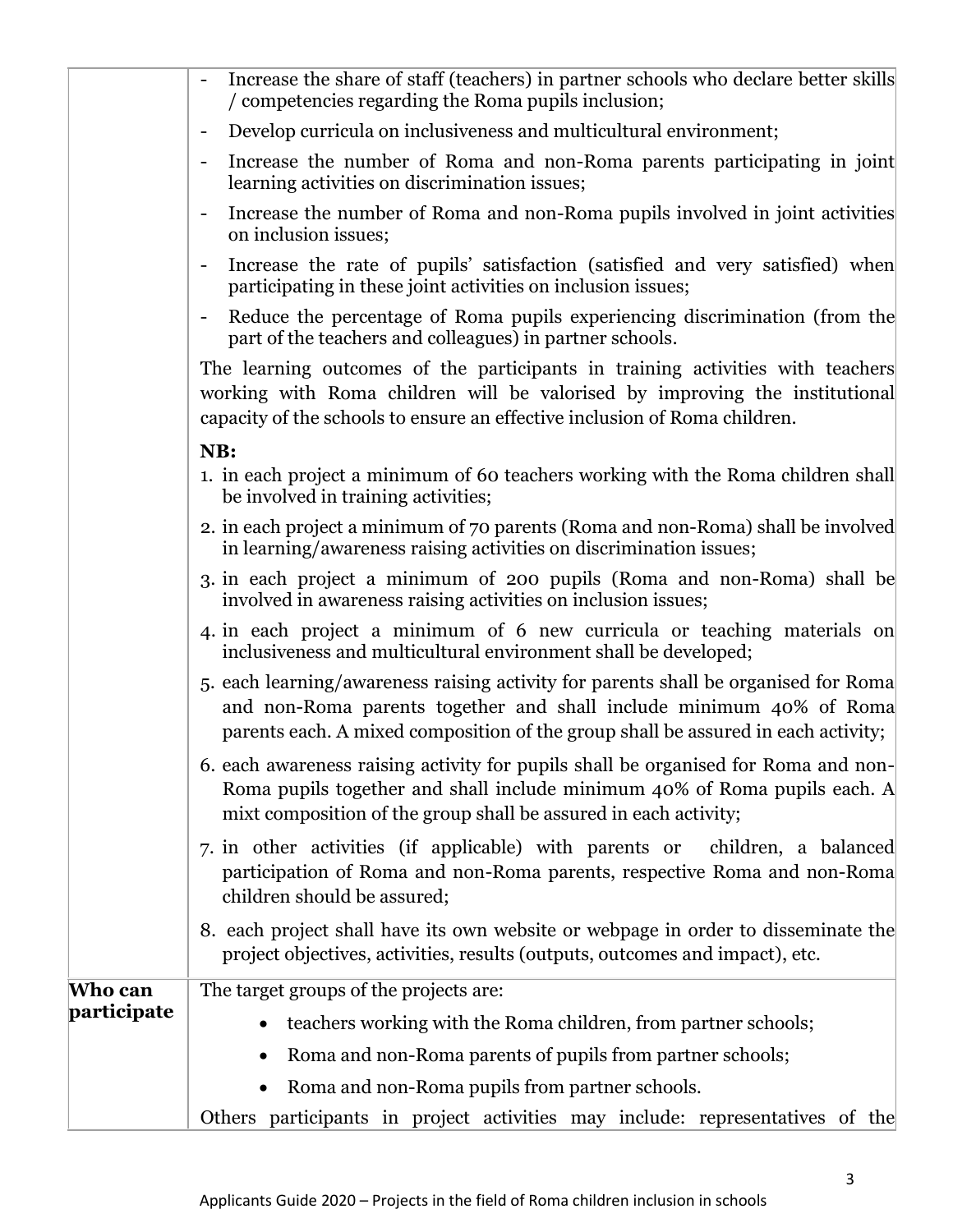| | |
|---|---|
| | - Increase the share of staff (teachers) in partner schools who declare better skills / competencies regarding the Roma pupils inclusion;<br>- Develop curricula on inclusiveness and multicultural environment;<br>- Increase the number of Roma and non-Roma parents participating in joint learning activities on discrimination issues;<br>- Increase the number of Roma and non-Roma pupils involved in joint activities on inclusion issues;<br>- Increase the rate of pupils' satisfaction (satisfied and very satisfied) when participating in these joint activities on inclusion issues;<br>- Reduce the percentage of Roma pupils experiencing discrimination (from the part of the teachers and colleagues) in partner schools.<br><br>The learning outcomes of the participants in training activities with teachers working with Roma children will be valorised by improving the institutional capacity of the schools to ensure an effective inclusion of Roma children.<br><br>**NB:**<br>1. in each project a minimum of 60 teachers working with the Roma children shall be involved in training activities;<br>2. in each project a minimum of 70 parents (Roma and non-Roma) shall be involved in learning/awareness raising activities on discrimination issues;<br>3. in each project a minimum of 200 pupils (Roma and non-Roma) shall be involved in awareness raising activities on inclusion issues;<br>4. in each project a minimum of 6 new curricula or teaching materials on inclusiveness and multicultural environment shall be developed;<br>5. each learning/awareness raising activity for parents shall be organised for Roma and non-Roma parents together and shall include minimum 40% of Roma parents each. A mixed composition of the group shall be assured in each activity;<br>6. each awareness raising activity for pupils shall be organised for Roma and non-Roma pupils together and shall include minimum 40% of Roma pupils each. A mixt composition of the group shall be assured in each activity;<br>7. in other activities (if applicable) with parents or children, a balanced participation of Roma and non-Roma parents, respective Roma and non-Roma children should be assured;<br>8. each project shall have its own website or webpage in order to disseminate the project objectives, activities, results (outputs, outcomes and impact), etc. |
| **Who can participate** | The target groups of the projects are:<br>• teachers working with the Roma children, from partner schools;<br>• Roma and non-Roma parents of pupils from partner schools;<br>• Roma and non-Roma pupils from partner schools.<br><br>Others participants in project activities may include: representatives of the |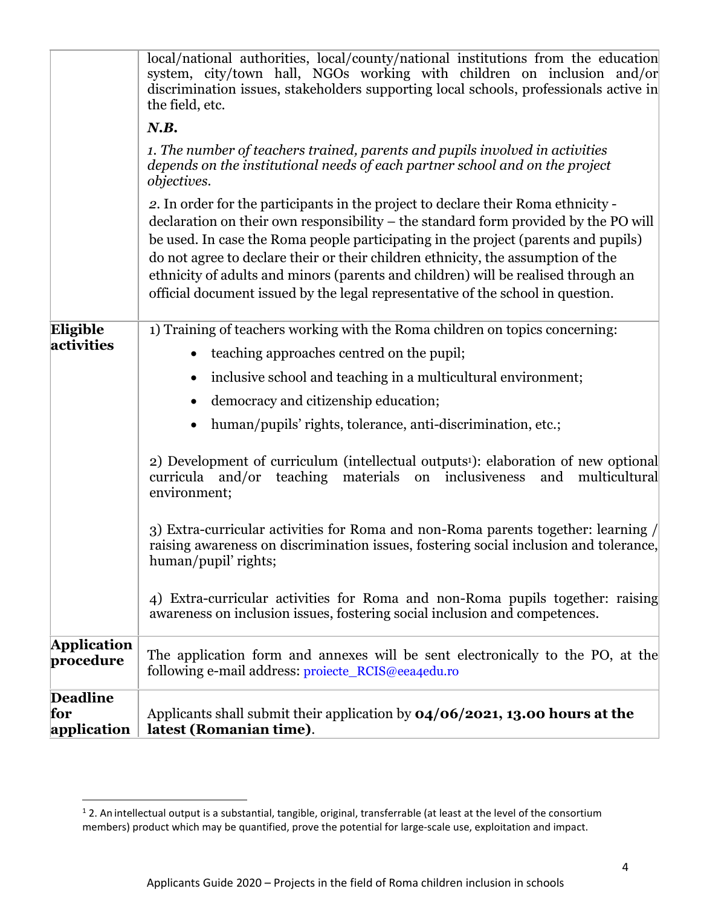| | |
|---|---|
| | local/national authorities, local/county/national institutions from the education system, city/town hall, NGOs working with children on inclusion and/or discrimination issues, stakeholders supporting local schools, professionals active in the field, etc.<br><br>***N.B.***<br><br>*1. The number of teachers trained, parents and pupils involved in activities depends on the institutional needs of each partner school and on the project objectives.*<br><br>2. In order for the participants in the project to declare their Roma ethnicity - declaration on their own responsibility – the standard form provided by the PO will be used. In case the Roma people participating in the project (parents and pupils) do not agree to declare their or their children ethnicity, the assumption of the ethnicity of adults and minors (parents and children) will be realised through an official document issued by the legal representative of the school in question. |
| **Eligible activities** | 1) Training of teachers working with the Roma children on topics concerning:<br>• teaching approaches centred on the pupil;<br>• inclusive school and teaching in a multicultural environment;<br>• democracy and citizenship education;<br>• human/pupils' rights, tolerance, anti-discrimination, etc.;<br><br>2) Development of curriculum (intellectual outputs[1]): elaboration of new optional curricula and/or teaching materials on inclusiveness and multicultural environment;<br><br>3) Extra-curricular activities for Roma and non-Roma parents together: learning / raising awareness on discrimination issues, fostering social inclusion and tolerance, human/pupil' rights;<br><br>4) Extra-curricular activities for Roma and non-Roma pupils together: raising awareness on inclusion issues, fostering social inclusion and competences. |
| **Application procedure** | The application form and annexes will be sent electronically to the PO, at the following e-mail address: proiecte_RCIS@eea4edu.ro |
| **Deadline for application** | Applicants shall submit their application by **04/06/2021, 13.00 hours at the latest (Romanian time)**. |

[1] 2. An intellectual output is a substantial, tangible, original, transferrable (at least at the level of the consortium members) product which may be quantified, prove the potential for large-scale use, exploitation and impact.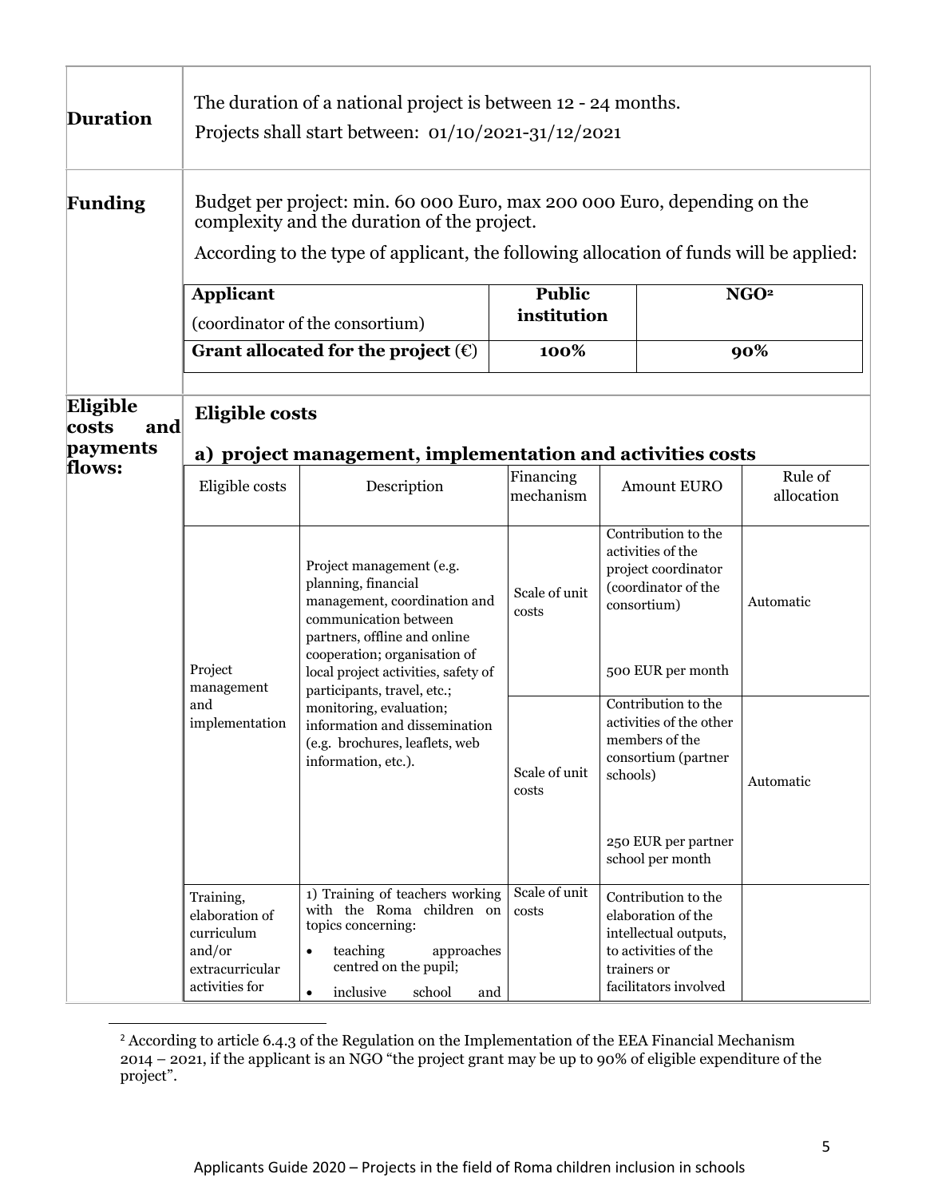| | |
|---|---|
| **Duration** | The duration of a national project is between 12 - 24 months. Projects shall start between: 01/10/2021-31/12/2021 |
| **Funding** | Budget per project: min. 60 000 Euro, max 200 000 Euro, depending on the complexity and the duration of the project. According to the type of applicant, the following allocation of funds will be applied: |

| **Applicant** (coordinator of the consortium) | **Public institution** | **NGO**[2] |
|---|---|---|
| **Grant allocated for the project (€)** | **100%** | **90%** |

**Eligible costs and payments flows:**

**Eligible costs**

**a) project management, implementation and activities costs**

| Eligible costs | Description | Financing mechanism | Amount EURO | Rule of allocation |
|---|---|---|---|---|
| Project management and implementation | Project management (e.g. planning, financial management, coordination and communication between partners, offline and online cooperation; organisation of local project activities, safety of participants, travel, etc.; monitoring, evaluation; information and dissemination (e.g. brochures, leaflets, web information, etc.). | Scale of unit costs | Contribution to the activities of the project coordinator (coordinator of the consortium) 500 EUR per month | Automatic |
| | | Scale of unit costs | Contribution to the activities of the other members of the consortium (partner schools) 250 EUR per partner school per month | Automatic |
| Training, elaboration of curriculum and/or extracurricular activities for | 1) Training of teachers working with the Roma children on topics concerning: <br>• teaching approaches centred on the pupil; <br>• inclusive school and | Scale of unit costs | Contribution to the elaboration of the intellectual outputs, to activities of the trainers or facilitators involved | |

[2] According to article 6.4.3 of the Regulation on the Implementation of the EEA Financial Mechanism 2014 – 2021, if the applicant is an NGO "the project grant may be up to 90% of eligible expenditure of the project".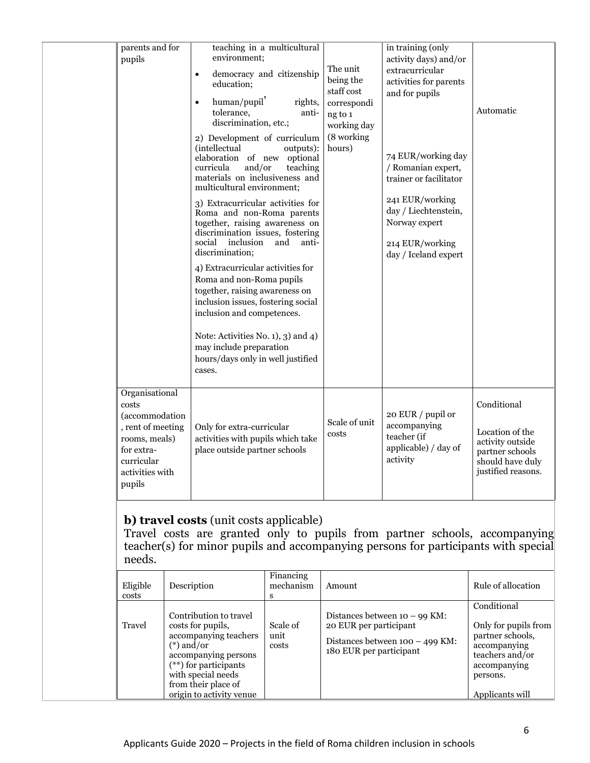| | | | | |
|---|---|---|---|---|
| parents and for pupils | teaching in a multicultural environment;<br>• democracy and citizenship education;<br>• human/pupil' rights, tolerance, anti-discrimination, etc.;<br>2) Development of curriculum (intellectual outputs): elaboration of new optional curricula and/or teaching materials on inclusiveness and multicultural environment;<br>3) Extracurricular activities for Roma and non-Roma parents together, raising awareness on discrimination issues, fostering social inclusion and anti-discrimination;<br>4) Extracurricular activities for Roma and non-Roma pupils together, raising awareness on inclusion issues, fostering social inclusion and competences.<br>Note: Activities No. 1), 3) and 4) may include preparation hours/days only in well justified cases. | The unit being the staff cost corresponding to 1 working day (8 working hours) | in training (only activity days) and/or extracurricular activities for parents and for pupils<br>74 EUR/working day / Romanian expert, trainer or facilitator<br>241 EUR/working day / Liechtenstein, Norway expert<br>214 EUR/working day / Iceland expert | Automatic |
| Organisational costs (accommodation, rent of meeting rooms, meals) for extra-curricular activities with pupils | Only for extra-curricular activities with pupils which take place outside partner schools | Scale of unit costs | 20 EUR / pupil or accompanying teacher (if applicable) / day of activity | Conditional<br>Location of the activity outside partner schools should have duly justified reasons. |

**b) travel costs** (unit costs applicable)

Travel costs are granted only to pupils from partner schools, accompanying teacher(s) for minor pupils and accompanying persons for participants with special needs.

| Eligible costs | Description | Financing mechanisms | Amount | Rule of allocation |
|---|---|---|---|---|
| Travel | Contribution to travel costs for pupils, accompanying teachers (*) and/or accompanying persons (**) for participants with special needs from their place of origin to activity venue | Scale of unit costs | Distances between 10 – 99 KM: 20 EUR per participant<br>Distances between 100 – 499 KM: 180 EUR per participant | Conditional<br>Only for pupils from partner schools, accompanying teachers and/or accompanying persons.<br>Applicants will |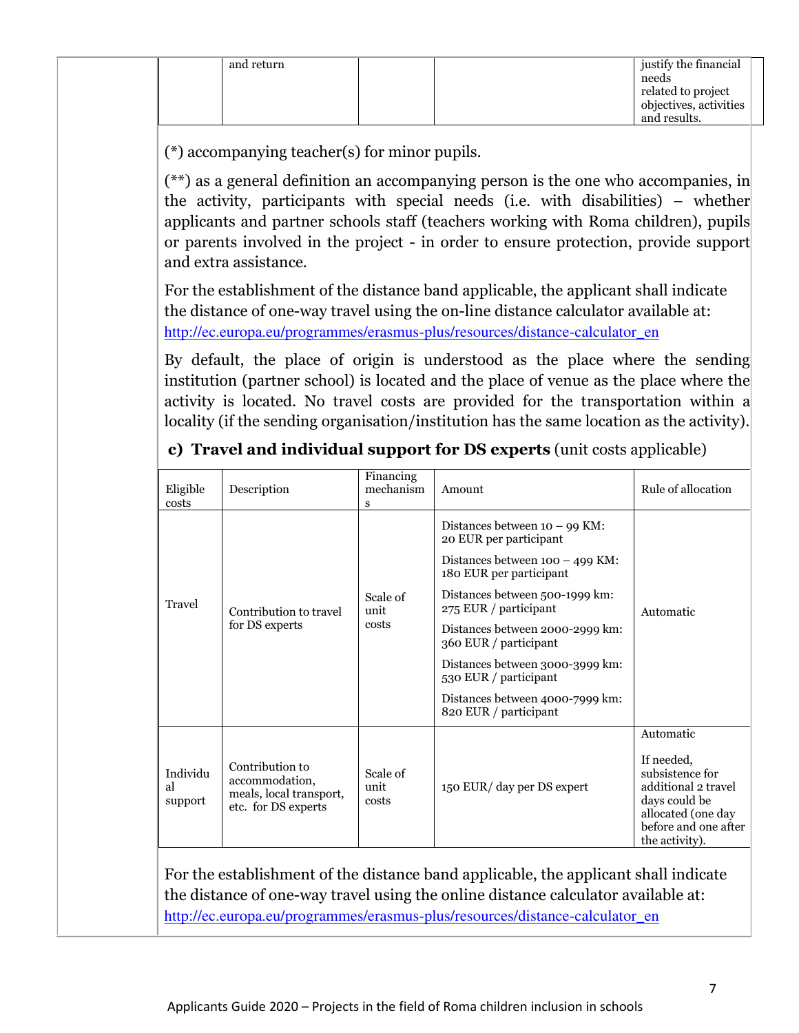| | and return | | | justify the financial needs related to project objectives, activities and results. |
|---|---|---|---|---|

(*) accompanying teacher(s) for minor pupils.

(**) as a general definition an accompanying person is the one who accompanies, in the activity, participants with special needs (i.e. with disabilities) – whether applicants and partner schools staff (teachers working with Roma children), pupils or parents involved in the project - in order to ensure protection, provide support and extra assistance.

For the establishment of the distance band applicable, the applicant shall indicate the distance of one-way travel using the on-line distance calculator available at: http://ec.europa.eu/programmes/erasmus-plus/resources/distance-calculator_en

By default, the place of origin is understood as the place where the sending institution (partner school) is located and the place of venue as the place where the activity is located. No travel costs are provided for the transportation within a locality (if the sending organisation/institution has the same location as the activity).

**c) Travel and individual support for DS experts** (unit costs applicable)

| Eligible costs | Description | Financing mechanisms | Amount | Rule of allocation |
|---|---|---|---|---|
| Travel | Contribution to travel for DS experts | Scale of unit costs | Distances between 10 – 99 KM: 20 EUR per participant<br>Distances between 100 – 499 KM: 180 EUR per participant<br>Distances between 500-1999 km: 275 EUR / participant<br>Distances between 2000-2999 km: 360 EUR / participant<br>Distances between 3000-3999 km: 530 EUR / participant<br>Distances between 4000-7999 km: 820 EUR / participant | Automatic |
| Individual support | Contribution to accommodation, meals, local transport, etc. for DS experts | Scale of unit costs | 150 EUR/ day per DS expert | Automatic<br><br>If needed, subsistence for additional 2 travel days could be allocated (one day before and one after the activity). |

For the establishment of the distance band applicable, the applicant shall indicate the distance of one-way travel using the online distance calculator available at: http://ec.europa.eu/programmes/erasmus-plus/resources/distance-calculator_en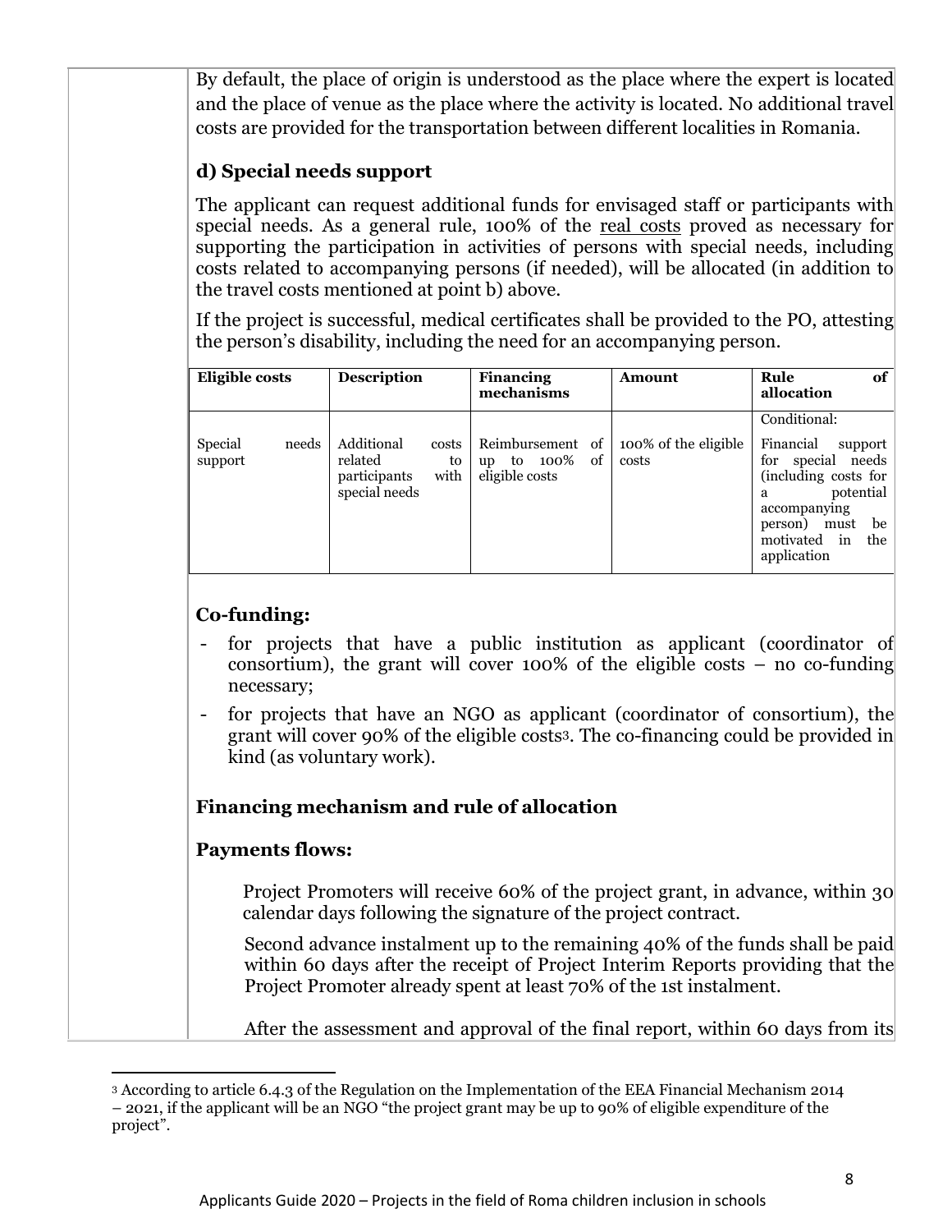By default, the place of origin is understood as the place where the expert is located and the place of venue as the place where the activity is located. No additional travel costs are provided for the transportation between different localities in Romania.

**d) Special needs support**

The applicant can request additional funds for envisaged staff or participants with special needs. As a general rule, 100% of the real costs proved as necessary for supporting the participation in activities of persons with special needs, including costs related to accompanying persons (if needed), will be allocated (in addition to the travel costs mentioned at point b) above.

If the project is successful, medical certificates shall be provided to the PO, attesting the person's disability, including the need for an accompanying person.

| Eligible costs | Description | Financing mechanisms | Amount | Rule of allocation |
|---|---|---|---|---|
| Special needs support | Additional costs related to participants with special needs | Reimbursement of up to 100% of eligible costs | 100% of the eligible costs | Conditional: Financial support for special needs (including costs for a potential accompanying person) must be motivated in the application |

## Co-funding:

- for projects that have a public institution as applicant (coordinator of consortium), the grant will cover 100% of the eligible costs – no co-funding necessary;
- for projects that have an NGO as applicant (coordinator of consortium), the grant will cover 90% of the eligible costs[3]. The co-financing could be provided in kind (as voluntary work).

## Financing mechanism and rule of allocation

## Payments flows:

Project Promoters will receive 60% of the project grant, in advance, within 30 calendar days following the signature of the project contract.

Second advance instalment up to the remaining 40% of the funds shall be paid within 60 days after the receipt of Project Interim Reports providing that the Project Promoter already spent at least 70% of the 1st instalment.

After the assessment and approval of the final report, within 60 days from its

[3] According to article 6.4.3 of the Regulation on the Implementation of the EEA Financial Mechanism 2014 – 2021, if the applicant will be an NGO "the project grant may be up to 90% of eligible expenditure of the project".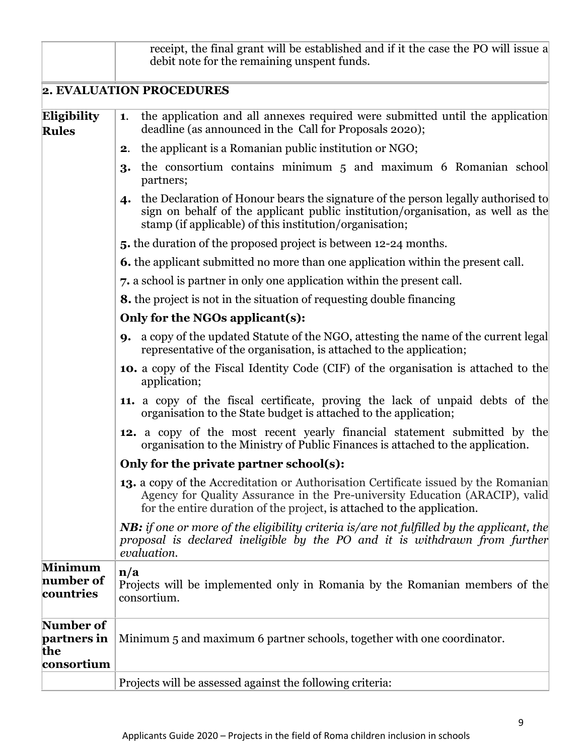| | |
|---|---|
| | receipt, the final grant will be established and if it the case the PO will issue a debit note for the remaining unspent funds. |

## 2. EVALUATION PROCEDURES

| | |
|---|---|
| **Eligibility Rules** | **1**. the application and all annexes required were submitted until the application deadline (as announced in the Call for Proposals 2020);<br>**2**. the applicant is a Romanian public institution or NGO;<br>**3.** the consortium contains minimum 5 and maximum 6 Romanian school partners;<br>**4.** the Declaration of Honour bears the signature of the person legally authorised to sign on behalf of the applicant public institution/organisation, as well as the stamp (if applicable) of this institution/organisation;<br>**5.** the duration of the proposed project is between 12-24 months.<br>**6.** the applicant submitted no more than one application within the present call.<br>**7.** a school is partner in only one application within the present call.<br>**8.** the project is not in the situation of requesting double financing<br>**Only for the NGOs applicant(s):**<br>**9.** a copy of the updated Statute of the NGO, attesting the name of the current legal representative of the organisation, is attached to the application;<br>**10.** a copy of the Fiscal Identity Code (CIF) of the organisation is attached to the application;<br>**11.** a copy of the fiscal certificate, proving the lack of unpaid debts of the organisation to the State budget is attached to the application;<br>**12.** a copy of the most recent yearly financial statement submitted by the organisation to the Ministry of Public Finances is attached to the application.<br>**Only for the private partner school(s):**<br>**13.** a copy of the Accreditation or Authorisation Certificate issued by the Romanian Agency for Quality Assurance in the Pre-university Education (ARACIP), valid for the entire duration of the project, is attached to the application.<br>***NB:*** *if one or more of the eligibility criteria is/are not fulfilled by the applicant, the proposal is declared ineligible by the PO and it is withdrawn from further evaluation.* |
| **Minimum number of countries** | **n/a**<br>Projects will be implemented only in Romania by the Romanian members of the consortium. |
| **Number of partners in the consortium** | Minimum 5 and maximum 6 partner schools, together with one coordinator. |
| | Projects will be assessed against the following criteria: |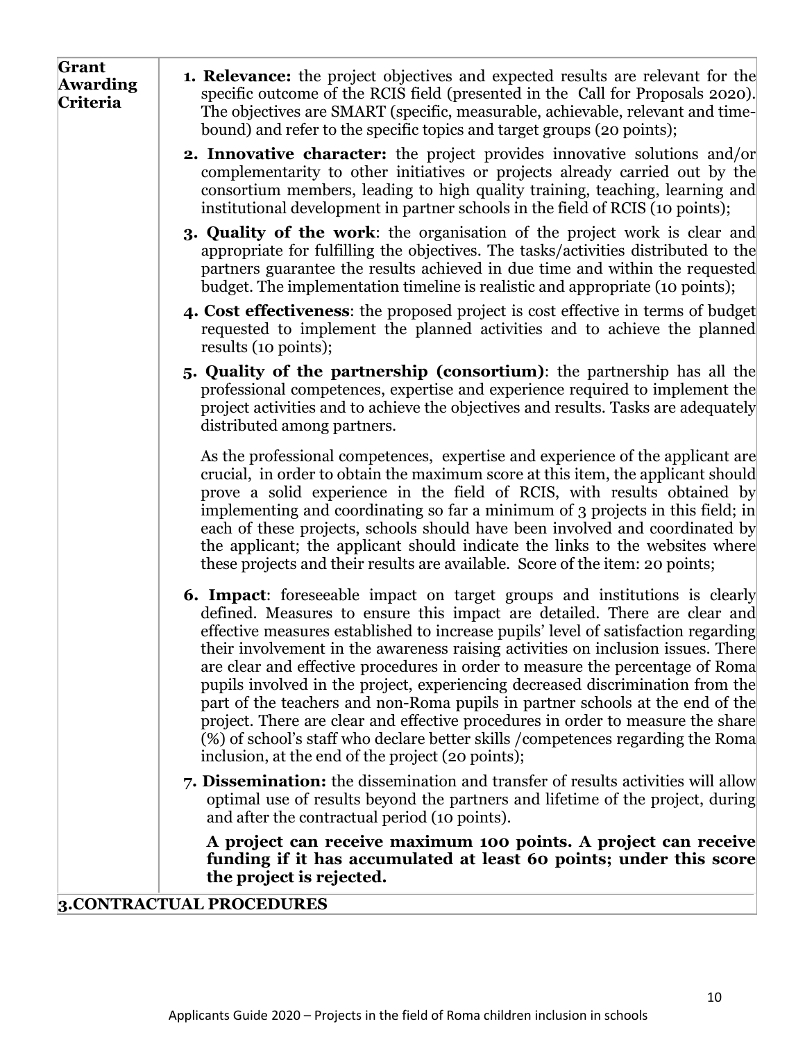| | |
|---|---|
| **Grant Awarding Criteria** | 1. **Relevance:** the project objectives and expected results are relevant for the specific outcome of the RCIS field (presented in the Call for Proposals 2020). The objectives are SMART (specific, measurable, achievable, relevant and time-bound) and refer to the specific topics and target groups (20 points);<br>2. **Innovative character:** the project provides innovative solutions and/or complementarity to other initiatives or projects already carried out by the consortium members, leading to high quality training, teaching, learning and institutional development in partner schools in the field of RCIS (10 points);<br>3. **Quality of the work**: the organisation of the project work is clear and appropriate for fulfilling the objectives. The tasks/activities distributed to the partners guarantee the results achieved in due time and within the requested budget. The implementation timeline is realistic and appropriate (10 points);<br>4. **Cost effectiveness**: the proposed project is cost effective in terms of budget requested to implement the planned activities and to achieve the planned results (10 points);<br>5. **Quality of the partnership (consortium)**: the partnership has all the professional competences, expertise and experience required to implement the project activities and to achieve the objectives and results. Tasks are adequately distributed among partners.<br><br>As the professional competences, expertise and experience of the applicant are crucial, in order to obtain the maximum score at this item, the applicant should prove a solid experience in the field of RCIS, with results obtained by implementing and coordinating so far a minimum of 3 projects in this field; in each of these projects, schools should have been involved and coordinated by the applicant; the applicant should indicate the links to the websites where these projects and their results are available. Score of the item: 20 points;<br><br>6. **Impact**: foreseeable impact on target groups and institutions is clearly defined. Measures to ensure this impact are detailed. There are clear and effective measures established to increase pupils' level of satisfaction regarding their involvement in the awareness raising activities on inclusion issues. There are clear and effective procedures in order to measure the percentage of Roma pupils involved in the project, experiencing decreased discrimination from the part of the teachers and non-Roma pupils in partner schools at the end of the project. There are clear and effective procedures in order to measure the share (%) of school's staff who declare better skills /competences regarding the Roma inclusion, at the end of the project (20 points);<br>7. **Dissemination:** the dissemination and transfer of results activities will allow optimal use of results beyond the partners and lifetime of the project, during and after the contractual period (10 points).<br><br>**A project can receive maximum 100 points. A project can receive funding if it has accumulated at least 60 points; under this score the project is rejected.** |

## 3.CONTRACTUAL PROCEDURES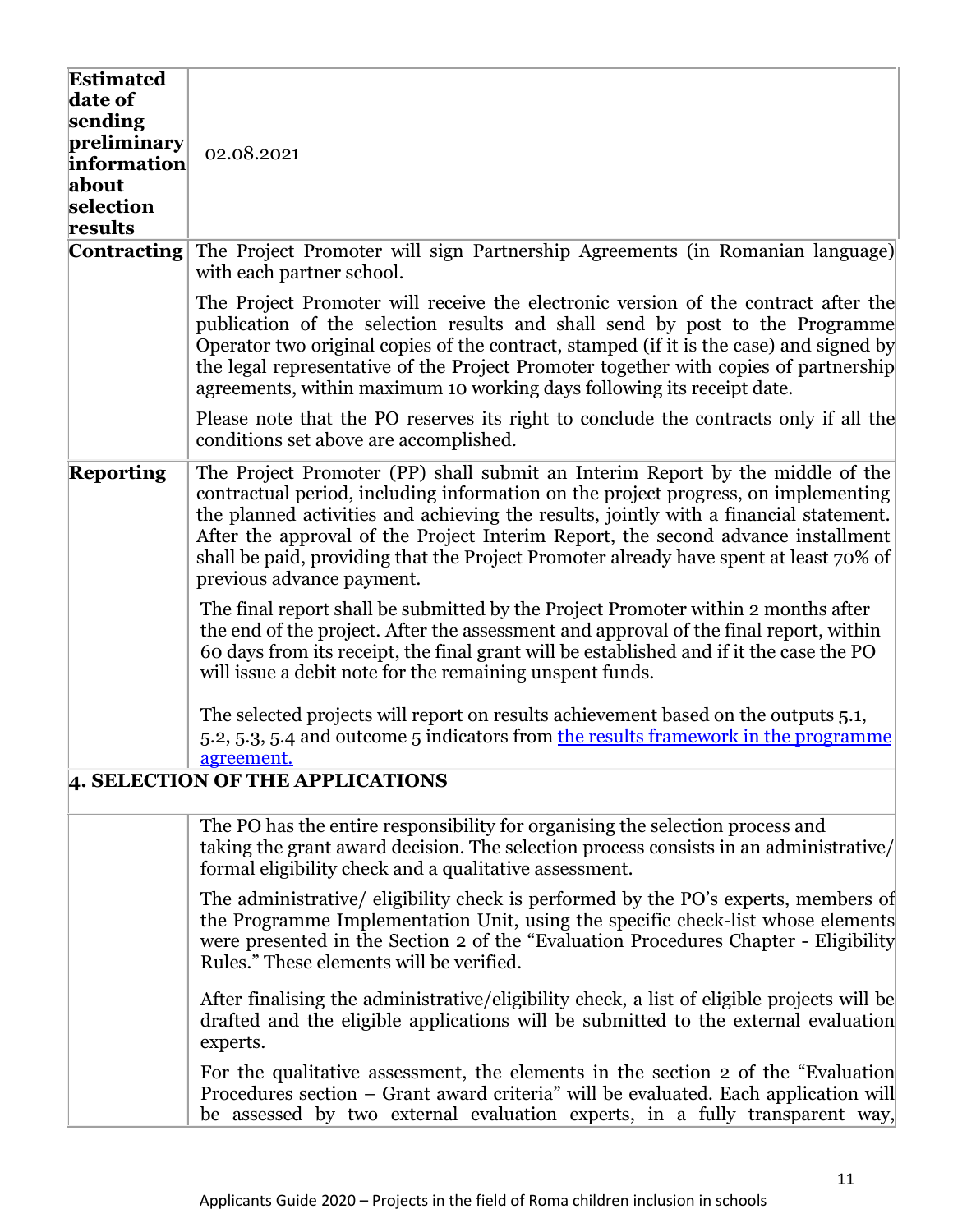| | |
|---|---|
| **Estimated date of sending preliminary information about selection results** | 02.08.2021 |
| **Contracting** | The Project Promoter will sign Partnership Agreements (in Romanian language) with each partner school.<br><br>The Project Promoter will receive the electronic version of the contract after the publication of the selection results and shall send by post to the Programme Operator two original copies of the contract, stamped (if it is the case) and signed by the legal representative of the Project Promoter together with copies of partnership agreements, within maximum 10 working days following its receipt date.<br><br>Please note that the PO reserves its right to conclude the contracts only if all the conditions set above are accomplished. |
| **Reporting** | The Project Promoter (PP) shall submit an Interim Report by the middle of the contractual period, including information on the project progress, on implementing the planned activities and achieving the results, jointly with a financial statement. After the approval of the Project Interim Report, the second advance installment shall be paid, providing that the Project Promoter already have spent at least 70% of previous advance payment.<br><br>The final report shall be submitted by the Project Promoter within 2 months after the end of the project. After the assessment and approval of the final report, within 60 days from its receipt, the final grant will be established and if it the case the PO will issue a debit note for the remaining unspent funds.<br><br>The selected projects will report on results achievement based on the outputs 5.1, 5.2, 5.3, 5.4 and outcome 5 indicators from the results framework in the programme agreement. |
| **4. SELECTION OF THE APPLICATIONS** | |
| | The PO has the entire responsibility for organising the selection process and taking the grant award decision. The selection process consists in an administrative/ formal eligibility check and a qualitative assessment.<br><br>The administrative/ eligibility check is performed by the PO's experts, members of the Programme Implementation Unit, using the specific check-list whose elements were presented in the Section 2 of the "Evaluation Procedures Chapter - Eligibility Rules." These elements will be verified.<br><br>After finalising the administrative/eligibility check, a list of eligible projects will be drafted and the eligible applications will be submitted to the external evaluation experts.<br><br>For the qualitative assessment, the elements in the section 2 of the "Evaluation Procedures section – Grant award criteria" will be evaluated. Each application will be assessed by two external evaluation experts, in a fully transparent way, |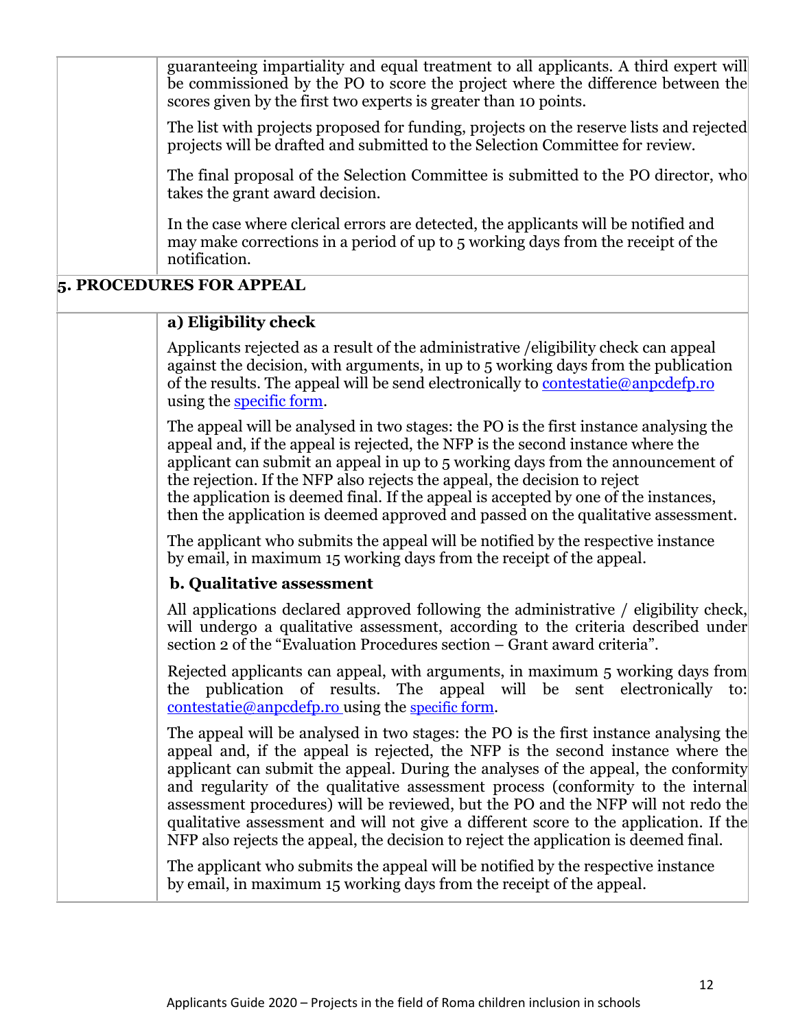guaranteeing impartiality and equal treatment to all applicants. A third expert will be commissioned by the PO to score the project where the difference between the scores given by the first two experts is greater than 10 points.

The list with projects proposed for funding, projects on the reserve lists and rejected projects will be drafted and submitted to the Selection Committee for review.

The final proposal of the Selection Committee is submitted to the PO director, who takes the grant award decision.

In the case where clerical errors are detected, the applicants will be notified and may make corrections in a period of up to 5 working days from the receipt of the notification.

## 5. PROCEDURES FOR APPEAL

### a) Eligibility check

Applicants rejected as a result of the administrative /eligibility check can appeal against the decision, with arguments, in up to 5 working days from the publication of the results. The appeal will be send electronically to contestatie@anpcdefp.ro using the specific form.

The appeal will be analysed in two stages: the PO is the first instance analysing the appeal and, if the appeal is rejected, the NFP is the second instance where the applicant can submit an appeal in up to 5 working days from the announcement of the rejection. If the NFP also rejects the appeal, the decision to reject the application is deemed final. If the appeal is accepted by one of the instances, then the application is deemed approved and passed on the qualitative assessment.

The applicant who submits the appeal will be notified by the respective instance by email, in maximum 15 working days from the receipt of the appeal.

### b. Qualitative assessment

All applications declared approved following the administrative / eligibility check, will undergo a qualitative assessment, according to the criteria described under section 2 of the "Evaluation Procedures section – Grant award criteria".

Rejected applicants can appeal, with arguments, in maximum 5 working days from the publication of results. The appeal will be sent electronically to: contestatie@anpcdefp.ro using the specific form.

The appeal will be analysed in two stages: the PO is the first instance analysing the appeal and, if the appeal is rejected, the NFP is the second instance where the applicant can submit the appeal. During the analyses of the appeal, the conformity and regularity of the qualitative assessment process (conformity to the internal assessment procedures) will be reviewed, but the PO and the NFP will not redo the qualitative assessment and will not give a different score to the application. If the NFP also rejects the appeal, the decision to reject the application is deemed final.

The applicant who submits the appeal will be notified by the respective instance by email, in maximum 15 working days from the receipt of the appeal.